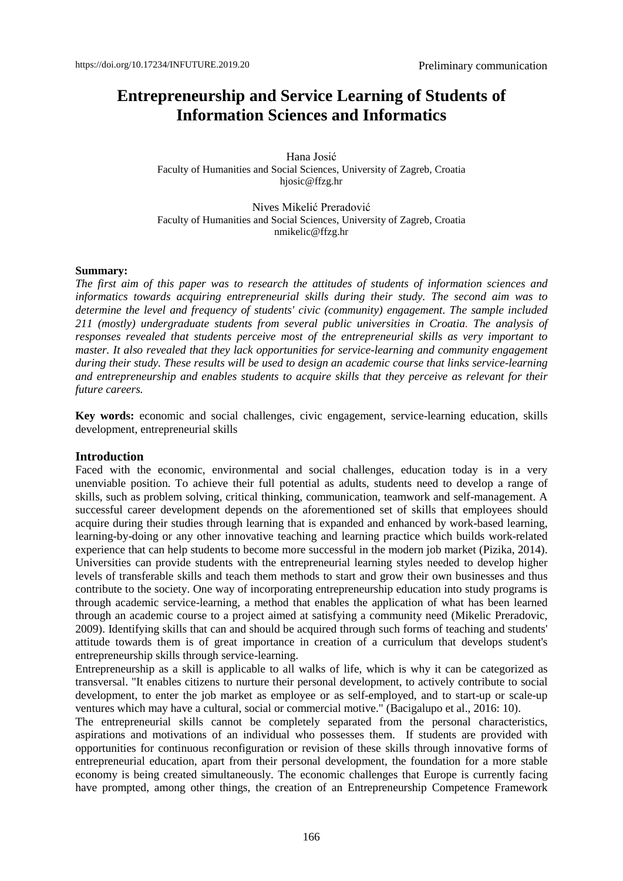https://doi.org/10.17234/INFUTURE.2019.20

Preliminary communication

# Entrepreneurship and Service Learning of Students of Information Sciences and Informatics

Hana Josić
Faculty of Humanities and Social Sciences, University of Zagreb, Croatia
hjosic@ffzg.hr

Nives Mikelić Preradović
Faculty of Humanities and Social Sciences, University of Zagreb, Croatia
nmikelic@ffzg.hr

**Summary:**
*The first aim of this paper was to research the attitudes of students of information sciences and informatics towards acquiring entrepreneurial skills during their study. The second aim was to determine the level and frequency of students' civic (community) engagement. The sample included 211 (mostly) undergraduate students from several public universities in Croatia. The analysis of responses revealed that students perceive most of the entrepreneurial skills as very important to master. It also revealed that they lack opportunities for service-learning and community engagement during their study. These results will be used to design an academic course that links service-learning and entrepreneurship and enables students to acquire skills that they perceive as relevant for their future careers.*

**Key words:** economic and social challenges, civic engagement, service-learning education, skills development, entrepreneurial skills

## Introduction

Faced with the economic, environmental and social challenges, education today is in a very unenviable position. To achieve their full potential as adults, students need to develop a range of skills, such as problem solving, critical thinking, communication, teamwork and self-management. A successful career development depends on the aforementioned set of skills that employees should acquire during their studies through learning that is expanded and enhanced by work-based learning, learning-by-doing or any other innovative teaching and learning practice which builds work-related experience that can help students to become more successful in the modern job market (Pizika, 2014). Universities can provide students with the entrepreneurial learning styles needed to develop higher levels of transferable skills and teach them methods to start and grow their own businesses and thus contribute to the society. One way of incorporating entrepreneurship education into study programs is through academic service-learning, a method that enables the application of what has been learned through an academic course to a project aimed at satisfying a community need (Mikelic Preradovic, 2009). Identifying skills that can and should be acquired through such forms of teaching and students' attitude towards them is of great importance in creation of a curriculum that develops student's entrepreneurship skills through service-learning.

Entrepreneurship as a skill is applicable to all walks of life, which is why it can be categorized as transversal. "It enables citizens to nurture their personal development, to actively contribute to social development, to enter the job market as employee or as self-employed, and to start-up or scale-up ventures which may have a cultural, social or commercial motive." (Bacigalupo et al., 2016: 10).

The entrepreneurial skills cannot be completely separated from the personal characteristics, aspirations and motivations of an individual who possesses them. If students are provided with opportunities for continuous reconfiguration or revision of these skills through innovative forms of entrepreneurial education, apart from their personal development, the foundation for a more stable economy is being created simultaneously. The economic challenges that Europe is currently facing have prompted, among other things, the creation of an Entrepreneurship Competence Framework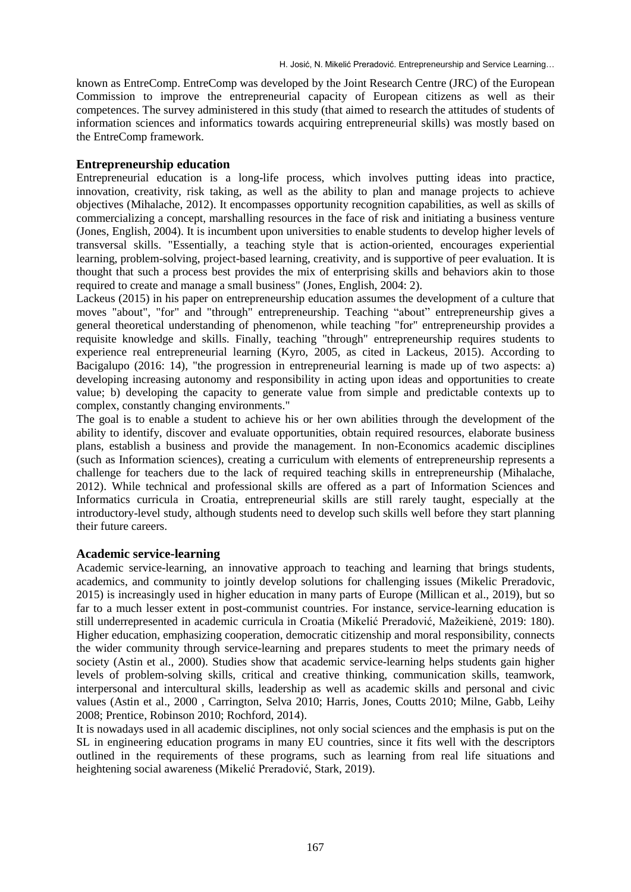known as EntreComp. EntreComp was developed by the Joint Research Centre (JRC) of the European Commission to improve the entrepreneurial capacity of European citizens as well as their competences. The survey administered in this study (that aimed to research the attitudes of students of information sciences and informatics towards acquiring entrepreneurial skills) was mostly based on the EntreComp framework.

## Entrepreneurship education

Entrepreneurial education is a long-life process, which involves putting ideas into practice, innovation, creativity, risk taking, as well as the ability to plan and manage projects to achieve objectives (Mihalache, 2012). It encompasses opportunity recognition capabilities, as well as skills of commercializing a concept, marshalling resources in the face of risk and initiating a business venture (Jones, English, 2004). It is incumbent upon universities to enable students to develop higher levels of transversal skills. "Essentially, a teaching style that is action-oriented, encourages experiential learning, problem-solving, project-based learning, creativity, and is supportive of peer evaluation. It is thought that such a process best provides the mix of enterprising skills and behaviors akin to those required to create and manage a small business" (Jones, English, 2004: 2).

Lackeus (2015) in his paper on entrepreneurship education assumes the development of a culture that moves "about", "for" and "through" entrepreneurship. Teaching "about" entrepreneurship gives a general theoretical understanding of phenomenon, while teaching "for" entrepreneurship provides a requisite knowledge and skills. Finally, teaching "through" entrepreneurship requires students to experience real entrepreneurial learning (Kyro, 2005, as cited in Lackeus, 2015). According to Bacigalupo (2016: 14), "the progression in entrepreneurial learning is made up of two aspects: a) developing increasing autonomy and responsibility in acting upon ideas and opportunities to create value; b) developing the capacity to generate value from simple and predictable contexts up to complex, constantly changing environments."

The goal is to enable a student to achieve his or her own abilities through the development of the ability to identify, discover and evaluate opportunities, obtain required resources, elaborate business plans, establish a business and provide the management. In non-Economics academic disciplines (such as Information sciences), creating a curriculum with elements of entrepreneurship represents a challenge for teachers due to the lack of required teaching skills in entrepreneurship (Mihalache, 2012). While technical and professional skills are offered as a part of Information Sciences and Informatics curricula in Croatia, entrepreneurial skills are still rarely taught, especially at the introductory-level study, although students need to develop such skills well before they start planning their future careers.

## Academic service-learning

Academic service-learning, an innovative approach to teaching and learning that brings students, academics, and community to jointly develop solutions for challenging issues (Mikelic Preradovic, 2015) is increasingly used in higher education in many parts of Europe (Millican et al., 2019), but so far to a much lesser extent in post-communist countries. For instance, service-learning education is still underrepresented in academic curricula in Croatia (Mikelić Preradović, Mažeikienė, 2019: 180). Higher education, emphasizing cooperation, democratic citizenship and moral responsibility, connects the wider community through service-learning and prepares students to meet the primary needs of society (Astin et al., 2000). Studies show that academic service-learning helps students gain higher levels of problem-solving skills, critical and creative thinking, communication skills, teamwork, interpersonal and intercultural skills, leadership as well as academic skills and personal and civic values (Astin et al., 2000 , Carrington, Selva 2010; Harris, Jones, Coutts 2010; Milne, Gabb, Leihy 2008; Prentice, Robinson 2010; Rochford, 2014).

It is nowadays used in all academic disciplines, not only social sciences and the emphasis is put on the SL in engineering education programs in many EU countries, since it fits well with the descriptors outlined in the requirements of these programs, such as learning from real life situations and heightening social awareness (Mikelić Preradović, Stark, 2019).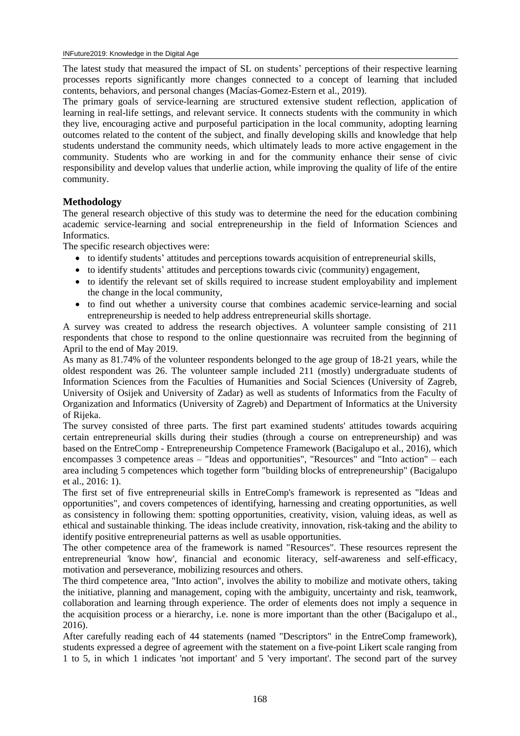The latest study that measured the impact of SL on students' perceptions of their respective learning processes reports significantly more changes connected to a concept of learning that included contents, behaviors, and personal changes (Macías-Gomez-Estern et al., 2019).

The primary goals of service-learning are structured extensive student reflection, application of learning in real-life settings, and relevant service. It connects students with the community in which they live, encouraging active and purposeful participation in the local community, adopting learning outcomes related to the content of the subject, and finally developing skills and knowledge that help students understand the community needs, which ultimately leads to more active engagement in the community. Students who are working in and for the community enhance their sense of civic responsibility and develop values that underlie action, while improving the quality of life of the entire community.

## Methodology

The general research objective of this study was to determine the need for the education combining academic service-learning and social entrepreneurship in the field of Information Sciences and Informatics.

The specific research objectives were:

- to identify students' attitudes and perceptions towards acquisition of entrepreneurial skills,
- to identify students' attitudes and perceptions towards civic (community) engagement,
- to identify the relevant set of skills required to increase student employability and implement the change in the local community,
- to find out whether a university course that combines academic service-learning and social entrepreneurship is needed to help address entrepreneurial skills shortage.

A survey was created to address the research objectives. A volunteer sample consisting of 211 respondents that chose to respond to the online questionnaire was recruited from the beginning of April to the end of May 2019.

As many as 81.74% of the volunteer respondents belonged to the age group of 18-21 years, while the oldest respondent was 26. The volunteer sample included 211 (mostly) undergraduate students of Information Sciences from the Faculties of Humanities and Social Sciences (University of Zagreb, University of Osijek and University of Zadar) as well as students of Informatics from the Faculty of Organization and Informatics (University of Zagreb) and Department of Informatics at the University of Rijeka.

The survey consisted of three parts. The first part examined students' attitudes towards acquiring certain entrepreneurial skills during their studies (through a course on entrepreneurship) and was based on the EntreComp - Entrepreneurship Competence Framework (Bacigalupo et al., 2016), which encompasses 3 competence areas – "Ideas and opportunities", "Resources" and "Into action" – each area including 5 competences which together form "building blocks of entrepreneurship" (Bacigalupo et al., 2016: 1).

The first set of five entrepreneurial skills in EntreComp's framework is represented as "Ideas and opportunities", and covers competences of identifying, harnessing and creating opportunities, as well as consistency in following them: spotting opportunities, creativity, vision, valuing ideas, as well as ethical and sustainable thinking. The ideas include creativity, innovation, risk-taking and the ability to identify positive entrepreneurial patterns as well as usable opportunities.

The other competence area of the framework is named "Resources". These resources represent the entrepreneurial 'know how', financial and economic literacy, self-awareness and self-efficacy, motivation and perseverance, mobilizing resources and others.

The third competence area, "Into action", involves the ability to mobilize and motivate others, taking the initiative, planning and management, coping with the ambiguity, uncertainty and risk, teamwork, collaboration and learning through experience. The order of elements does not imply a sequence in the acquisition process or a hierarchy, i.e. none is more important than the other (Bacigalupo et al., 2016).

After carefully reading each of 44 statements (named "Descriptors" in the EntreComp framework), students expressed a degree of agreement with the statement on a five-point Likert scale ranging from 1 to 5, in which 1 indicates 'not important' and 5 'very important'. The second part of the survey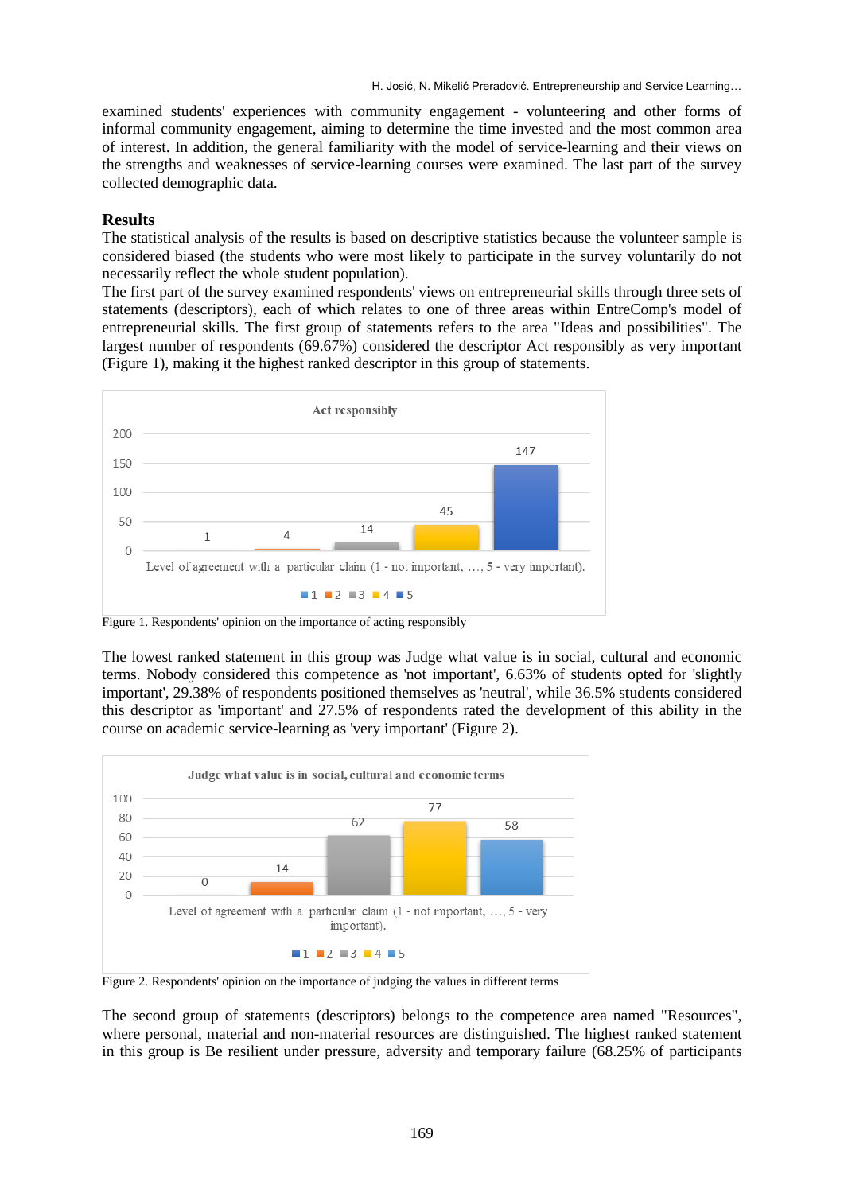examined students' experiences with community engagement - volunteering and other forms of informal community engagement, aiming to determine the time invested and the most common area of interest. In addition, the general familiarity with the model of service-learning and their views on the strengths and weaknesses of service-learning courses were examined. The last part of the survey collected demographic data.

## Results

The statistical analysis of the results is based on descriptive statistics because the volunteer sample is considered biased (the students who were most likely to participate in the survey voluntarily do not necessarily reflect the whole student population).

The first part of the survey examined respondents' views on entrepreneurial skills through three sets of statements (descriptors), each of which relates to one of three areas within EntreComp's model of entrepreneurial skills. The first group of statements refers to the area "Ideas and possibilities". The largest number of respondents (69.67%) considered the descriptor Act responsibly as very important (Figure 1), making it the highest ranked descriptor in this group of statements.

Act responsibly

200
150
100
50
0

1
4
14
45
147

Level of agreement with a particular claim (1 - not important, …, 5 - very important).

1 2 3 4 5

Figure 1. Respondents' opinion on the importance of acting responsibly

The lowest ranked statement in this group was Judge what value is in social, cultural and economic terms. Nobody considered this competence as 'not important', 6.63% of students opted for 'slightly important', 29.38% of respondents positioned themselves as 'neutral', while 36.5% students considered this descriptor as 'important' and 27.5% of respondents rated the development of this ability in the course on academic service-learning as 'very important' (Figure 2).

Judge what value is in social, cultural and economic terms

100
80
60
40
20
0

0
14
62
77
58

Level of agreement with a particular claim (1 - not important, …, 5 - very important).

1 2 3 4 5

Figure 2. Respondents' opinion on the importance of judging the values in different terms

The second group of statements (descriptors) belongs to the competence area named "Resources", where personal, material and non-material resources are distinguished. The highest ranked statement in this group is Be resilient under pressure, adversity and temporary failure (68.25% of participants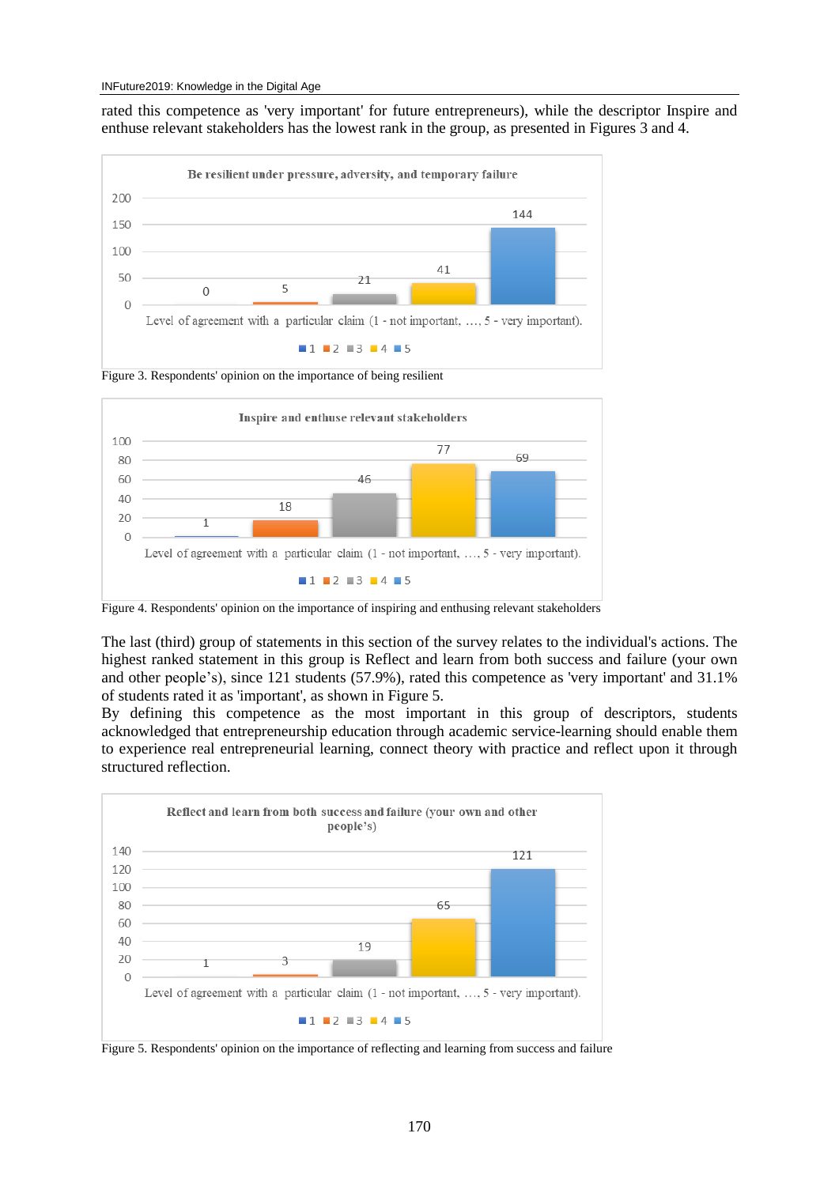rated this competence as 'very important' for future entrepreneurs), while the descriptor Inspire and enthuse relevant stakeholders has the lowest rank in the group, as presented in Figures 3 and 4.

Be resilient under pressure, adversity, and temporary failure

200
150
100
50
0

0
5
21
41
144

Level of agreement with a particular claim (1 - not important, …, 5 - very important).

1 2 3 4 5

Figure 3. Respondents' opinion on the importance of being resilient

Inspire and enthuse relevant stakeholders

100
80
60
40
20
0

1
18
46
77
69

Level of agreement with a particular claim (1 - not important, …, 5 - very important).

1 2 3 4 5

Figure 4. Respondents' opinion on the importance of inspiring and enthusing relevant stakeholders

The last (third) group of statements in this section of the survey relates to the individual's actions. The highest ranked statement in this group is Reflect and learn from both success and failure (your own and other people's), since 121 students (57.9%), rated this competence as 'very important' and 31.1% of students rated it as 'important', as shown in Figure 5.

By defining this competence as the most important in this group of descriptors, students acknowledged that entrepreneurship education through academic service-learning should enable them to experience real entrepreneurial learning, connect theory with practice and reflect upon it through structured reflection.

Reflect and learn from both success and failure (your own and other people's)

140
120
100
80
60
40
20
0

1
3
19
65
121

Level of agreement with a particular claim (1 - not important, …, 5 - very important).

1 2 3 4 5

Figure 5. Respondents' opinion on the importance of reflecting and learning from success and failure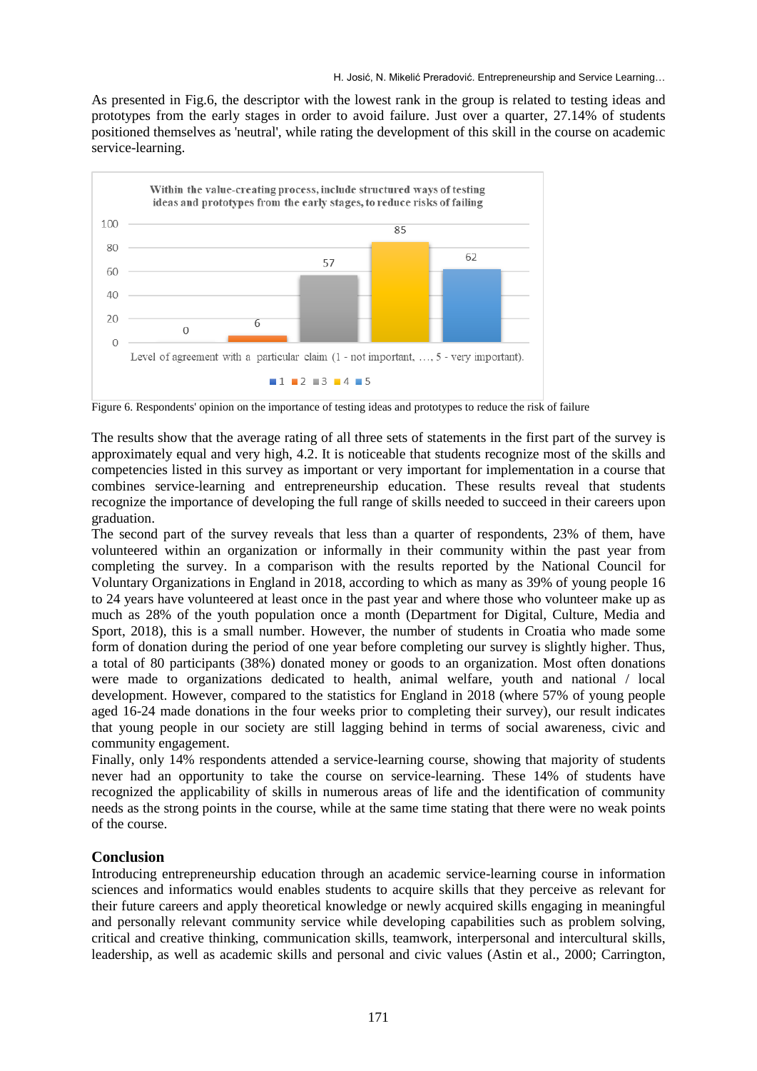As presented in Fig.6, the descriptor with the lowest rank in the group is related to testing ideas and prototypes from the early stages in order to avoid failure. Just over a quarter, 27.14% of students positioned themselves as 'neutral', while rating the development of this skill in the course on academic service-learning.

Within the value-creating process, include structured ways of testing ideas and prototypes from the early stages, to reduce risks of failing

100
80
60
40
20
0

0
6
57
85
62

Level of agreement with a particular claim (1 - not important, ..., 5 - very important).

1 2 3 4 5

Figure 6. Respondents' opinion on the importance of testing ideas and prototypes to reduce the risk of failure

The results show that the average rating of all three sets of statements in the first part of the survey is approximately equal and very high, 4.2. It is noticeable that students recognize most of the skills and competencies listed in this survey as important or very important for implementation in a course that combines service-learning and entrepreneurship education. These results reveal that students recognize the importance of developing the full range of skills needed to succeed in their careers upon graduation.

The second part of the survey reveals that less than a quarter of respondents, 23% of them, have volunteered within an organization or informally in their community within the past year from completing the survey. In a comparison with the results reported by the National Council for Voluntary Organizations in England in 2018, according to which as many as 39% of young people 16 to 24 years have volunteered at least once in the past year and where those who volunteer make up as much as 28% of the youth population once a month (Department for Digital, Culture, Media and Sport, 2018), this is a small number. However, the number of students in Croatia who made some form of donation during the period of one year before completing our survey is slightly higher. Thus, a total of 80 participants (38%) donated money or goods to an organization. Most often donations were made to organizations dedicated to health, animal welfare, youth and national / local development. However, compared to the statistics for England in 2018 (where 57% of young people aged 16-24 made donations in the four weeks prior to completing their survey), our result indicates that young people in our society are still lagging behind in terms of social awareness, civic and community engagement.

Finally, only 14% respondents attended a service-learning course, showing that majority of students never had an opportunity to take the course on service-learning. These 14% of students have recognized the applicability of skills in numerous areas of life and the identification of community needs as the strong points in the course, while at the same time stating that there were no weak points of the course.

## Conclusion

Introducing entrepreneurship education through an academic service-learning course in information sciences and informatics would enables students to acquire skills that they perceive as relevant for their future careers and apply theoretical knowledge or newly acquired skills engaging in meaningful and personally relevant community service while developing capabilities such as problem solving, critical and creative thinking, communication skills, teamwork, interpersonal and intercultural skills, leadership, as well as academic skills and personal and civic values (Astin et al., 2000; Carrington,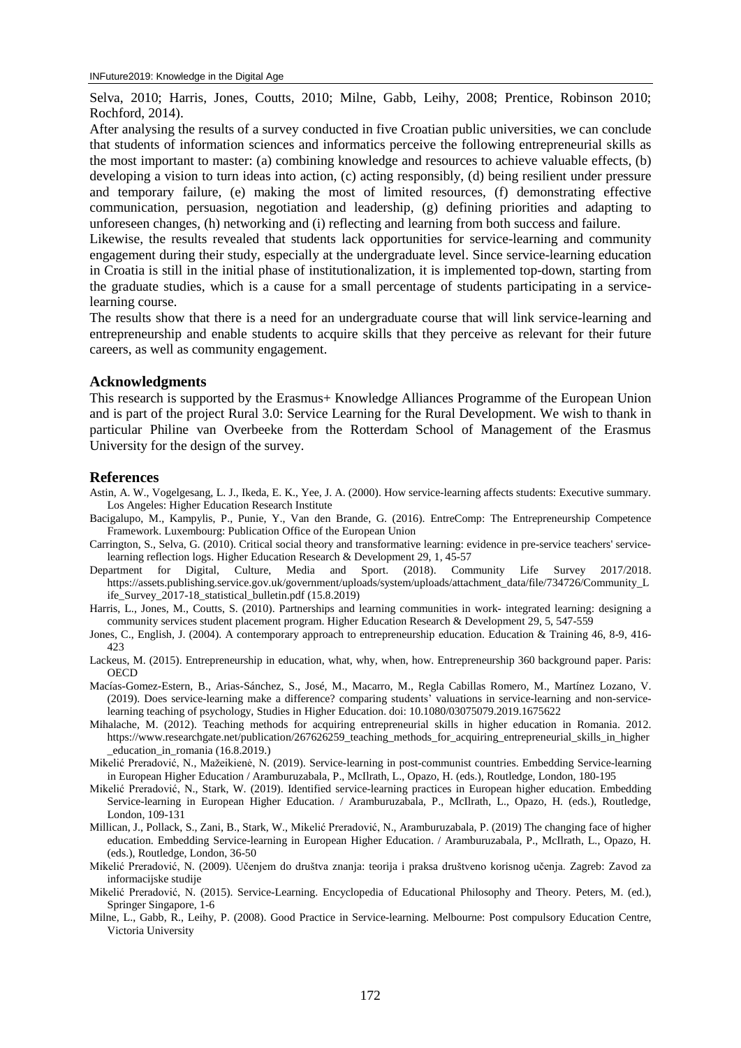Selva, 2010; Harris, Jones, Coutts, 2010; Milne, Gabb, Leihy, 2008; Prentice, Robinson 2010; Rochford, 2014).

After analysing the results of a survey conducted in five Croatian public universities, we can conclude that students of information sciences and informatics perceive the following entrepreneurial skills as the most important to master: (a) combining knowledge and resources to achieve valuable effects, (b) developing a vision to turn ideas into action, (c) acting responsibly, (d) being resilient under pressure and temporary failure, (e) making the most of limited resources, (f) demonstrating effective communication, persuasion, negotiation and leadership, (g) defining priorities and adapting to unforeseen changes, (h) networking and (i) reflecting and learning from both success and failure.

Likewise, the results revealed that students lack opportunities for service-learning and community engagement during their study, especially at the undergraduate level. Since service-learning education in Croatia is still in the initial phase of institutionalization, it is implemented top-down, starting from the graduate studies, which is a cause for a small percentage of students participating in a service-learning course.

The results show that there is a need for an undergraduate course that will link service-learning and entrepreneurship and enable students to acquire skills that they perceive as relevant for their future careers, as well as community engagement.

## Acknowledgments

This research is supported by the Erasmus+ Knowledge Alliances Programme of the European Union and is part of the project Rural 3.0: Service Learning for the Rural Development. We wish to thank in particular Philine van Overbeeke from the Rotterdam School of Management of the Erasmus University for the design of the survey.

## References

Astin, A. W., Vogelgesang, L. J., Ikeda, E. K., Yee, J. A. (2000). How service-learning affects students: Executive summary. Los Angeles: Higher Education Research Institute

Bacigalupo, M., Kampylis, P., Punie, Y., Van den Brande, G. (2016). EntreComp: The Entrepreneurship Competence Framework. Luxembourg: Publication Office of the European Union

Carrington, S., Selva, G. (2010). Critical social theory and transformative learning: evidence in pre-service teachers' service-learning reflection logs. Higher Education Research & Development 29, 1, 45-57

Department for Digital, Culture, Media and Sport. (2018). Community Life Survey 2017/2018. https://assets.publishing.service.gov.uk/government/uploads/system/uploads/attachment_data/file/734726/Community_Life_Survey_2017-18_statistical_bulletin.pdf (15.8.2019)

Harris, L., Jones, M., Coutts, S. (2010). Partnerships and learning communities in work- integrated learning: designing a community services student placement program. Higher Education Research & Development 29, 5, 547-559

Jones, C., English, J. (2004). A contemporary approach to entrepreneurship education. Education & Training 46, 8-9, 416-423

Lackeus, M. (2015). Entrepreneurship in education, what, why, when, how. Entrepreneurship 360 background paper. Paris: OECD

Macías-Gomez-Estern, B., Arias-Sánchez, S., José, M., Macarro, M., Regla Cabillas Romero, M., Martínez Lozano, V. (2019). Does service-learning make a difference? comparing students' valuations in service-learning and non-service-learning teaching of psychology, Studies in Higher Education. doi: 10.1080/03075079.2019.1675622

Mihalache, M. (2012). Teaching methods for acquiring entrepreneurial skills in higher education in Romania. 2012. https://www.researchgate.net/publication/267626259_teaching_methods_for_acquiring_entrepreneurial_skills_in_higher_education_in_romania (16.8.2019.)

Mikelić Preradović, N., Mažeikienė, N. (2019). Service-learning in post-communist countries. Embedding Service-learning in European Higher Education / Aramburuzabala, P., McIlrath, L., Opazo, H. (eds.), Routledge, London, 180-195

Mikelić Preradović, N., Stark, W. (2019). Identified service-learning practices in European higher education. Embedding Service-learning in European Higher Education. / Aramburuzabala, P., McIlrath, L., Opazo, H. (eds.), Routledge, London, 109-131

Millican, J., Pollack, S., Zani, B., Stark, W., Mikelić Preradović, N., Aramburuzabala, P. (2019) The changing face of higher education. Embedding Service-learning in European Higher Education. / Aramburuzabala, P., McIlrath, L., Opazo, H. (eds.), Routledge, London, 36-50

Mikelić Preradović, N. (2009). Učenjem do društva znanja: teorija i praksa društveno korisnog učenja. Zagreb: Zavod za informacijske studije

Mikelić Preradović, N. (2015). Service-Learning. Encyclopedia of Educational Philosophy and Theory. Peters, M. (ed.), Springer Singapore, 1-6

Milne, L., Gabb, R., Leihy, P. (2008). Good Practice in Service-learning. Melbourne: Post compulsory Education Centre, Victoria University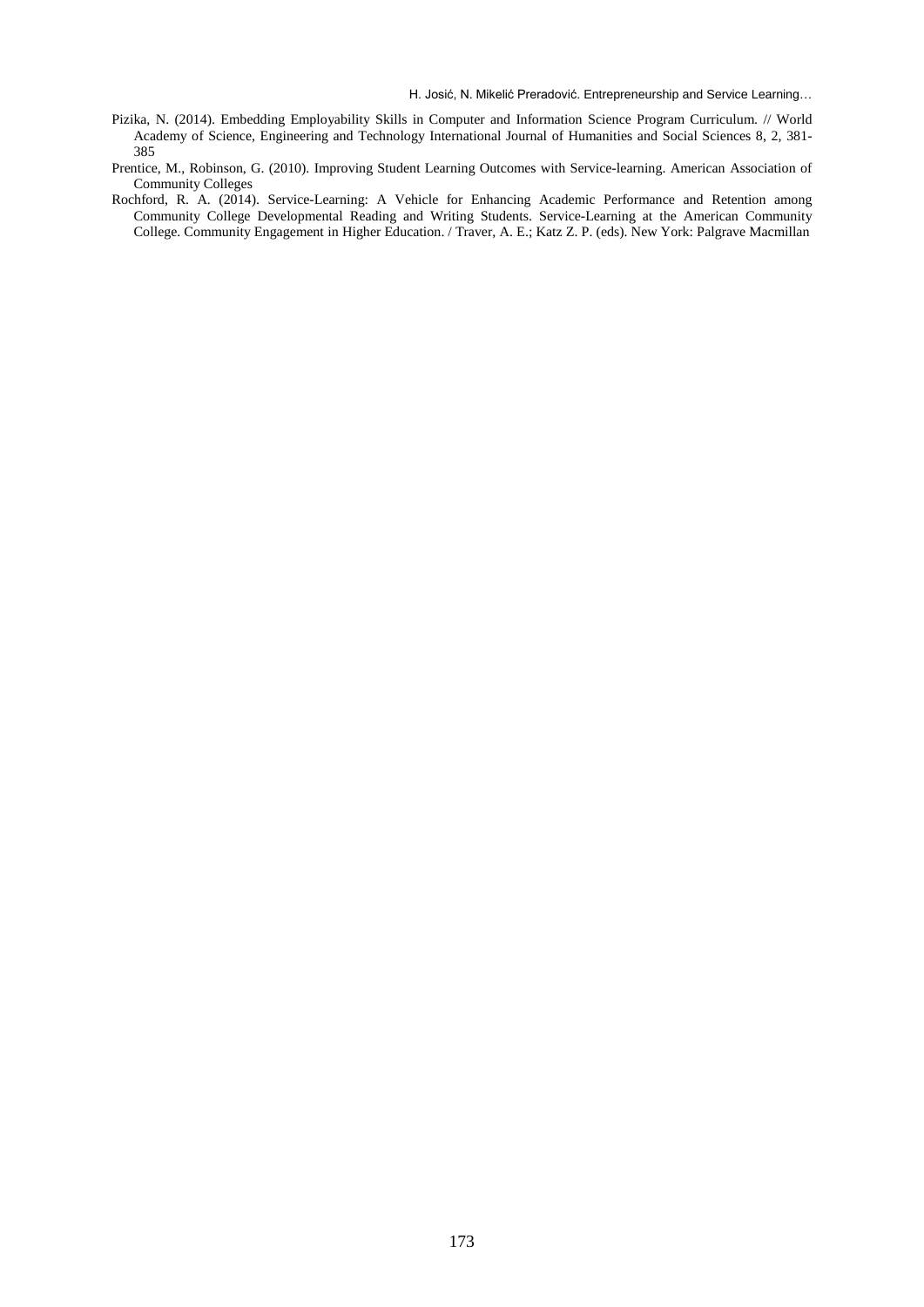Pizika, N. (2014). Embedding Employability Skills in Computer and Information Science Program Curriculum. // World Academy of Science, Engineering and Technology International Journal of Humanities and Social Sciences 8, 2, 381-385

Prentice, M., Robinson, G. (2010). Improving Student Learning Outcomes with Service-learning. American Association of Community Colleges

Rochford, R. A. (2014). Service-Learning: A Vehicle for Enhancing Academic Performance and Retention among Community College Developmental Reading and Writing Students. Service-Learning at the American Community College. Community Engagement in Higher Education. / Traver, A. E.; Katz Z. P. (eds). New York: Palgrave Macmillan